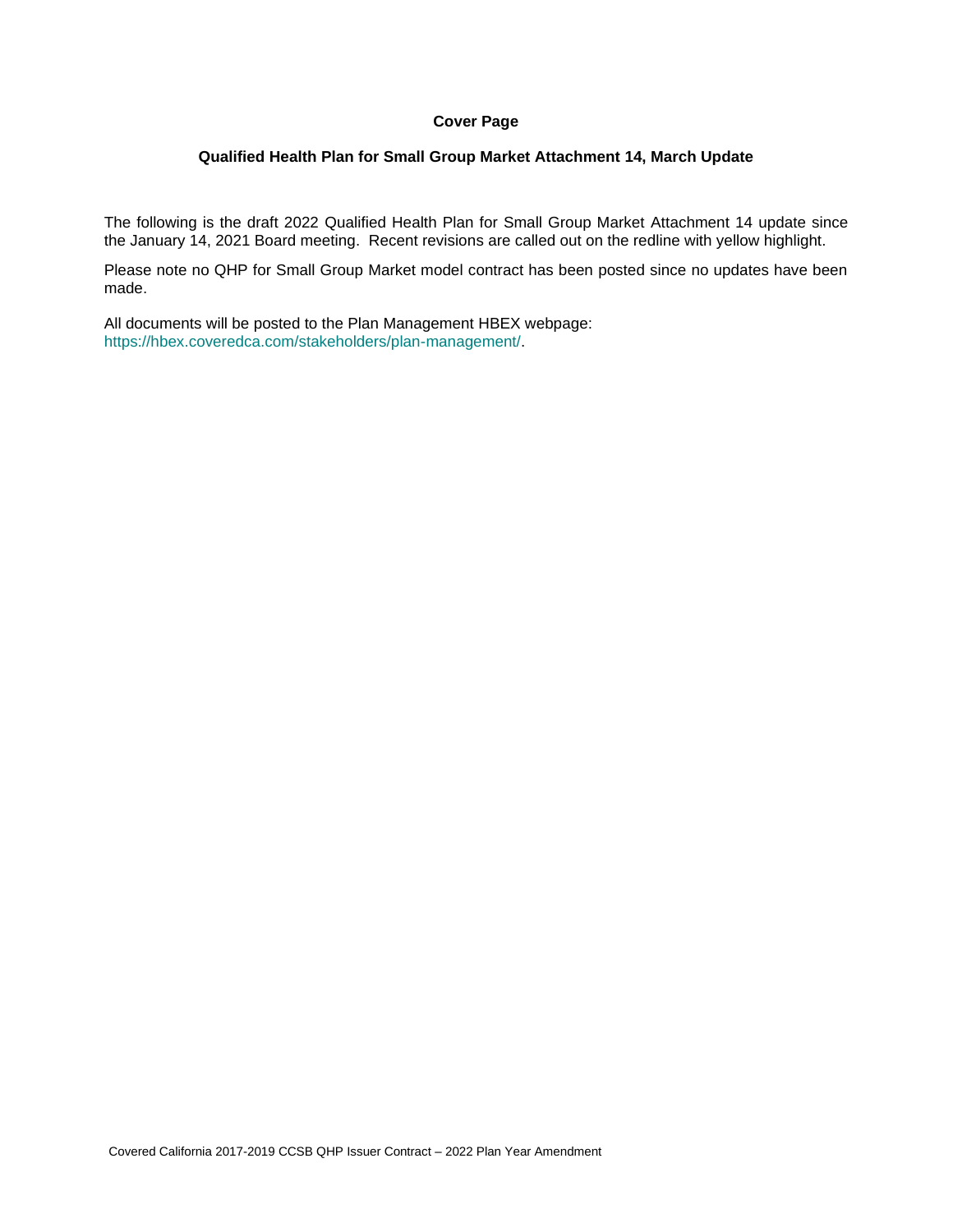**Cover Page**

**Qualified Health Plan for Small Group Market Attachment 14, March Update**

The following is the draft 2022 Qualified Health Plan for Small Group Market Attachment 14 update since the January 14, 2021 Board meeting. Recent revisions are called out on the redline with yellow highlight.

Please note no QHP for Small Group Market model contract has been posted since no updates have been made.

All documents will be posted to the Plan Management HBEX webpage:
https://hbex.coveredca.com/stakeholders/plan-management/.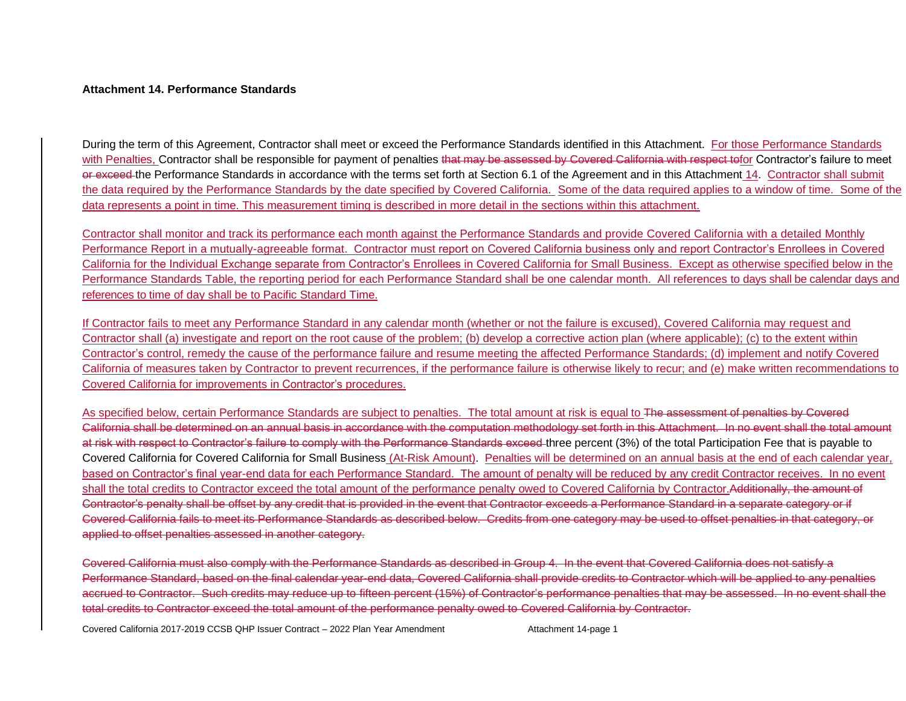**Attachment 14. Performance Standards**

During the term of this Agreement, Contractor shall meet or exceed the Performance Standards identified in this Attachment. For those Performance Standards with Penalties, Contractor shall be responsible for payment of penalties ~~that may be assessed by Covered California with respect to~~for Contractor's failure to meet ~~or exceed~~ the Performance Standards in accordance with the terms set forth at Section 6.1 of the Agreement and in this Attachment 14. Contractor shall submit the data required by the Performance Standards by the date specified by Covered California. Some of the data required applies to a window of time. Some of the data represents a point in time. This measurement timing is described in more detail in the sections within this attachment.

Contractor shall monitor and track its performance each month against the Performance Standards and provide Covered California with a detailed Monthly Performance Report in a mutually-agreeable format. Contractor must report on Covered California business only and report Contractor's Enrollees in Covered California for the Individual Exchange separate from Contractor's Enrollees in Covered California for Small Business. Except as otherwise specified below in the Performance Standards Table, the reporting period for each Performance Standard shall be one calendar month. All references to days shall be calendar days and references to time of day shall be to Pacific Standard Time.

If Contractor fails to meet any Performance Standard in any calendar month (whether or not the failure is excused), Covered California may request and Contractor shall (a) investigate and report on the root cause of the problem; (b) develop a corrective action plan (where applicable); (c) to the extent within Contractor's control, remedy the cause of the performance failure and resume meeting the affected Performance Standards; (d) implement and notify Covered California of measures taken by Contractor to prevent recurrences, if the performance failure is otherwise likely to recur; and (e) make written recommendations to Covered California for improvements in Contractor's procedures.

As specified below, certain Performance Standards are subject to penalties. The total amount at risk is equal to ~~The assessment of penalties by Covered California shall be determined on an annual basis in accordance with the computation methodology set forth in this Attachment. In no event shall the total amount at risk with respect to Contractor's failure to comply with the Performance Standards exceed~~ three percent (3%) of the total Participation Fee that is payable to Covered California for Covered California for Small Business (At-Risk Amount). Penalties will be determined on an annual basis at the end of each calendar year, based on Contractor's final year-end data for each Performance Standard. The amount of penalty will be reduced by any credit Contractor receives. In no event shall the total credits to Contractor exceed the total amount of the performance penalty owed to Covered California by Contractor.~~Additionally, the amount of Contractor's penalty shall be offset by any credit that is provided in the event that Contractor exceeds a Performance Standard in a separate category or if Covered California fails to meet its Performance Standards as described below. Credits from one category may be used to offset penalties in that category, or applied to offset penalties assessed in another category.~~

~~Covered California must also comply with the Performance Standards as described in Group 4. In the event that Covered California does not satisfy a Performance Standard, based on the final calendar year-end data, Covered California shall provide credits to Contractor which will be applied to any penalties accrued to Contractor. Such credits may reduce up to fifteen percent (15%) of Contractor's performance penalties that may be assessed. In no event shall the total credits to Contractor exceed the total amount of the performance penalty owed to Covered California by Contractor.~~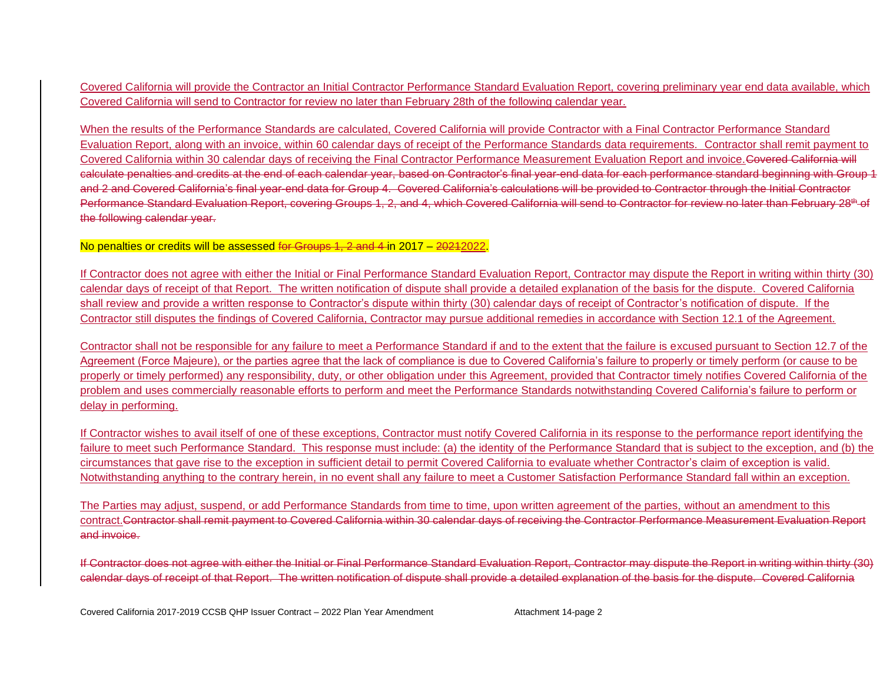Covered California will provide the Contractor an Initial Contractor Performance Standard Evaluation Report, covering preliminary year end data available, which Covered California will send to Contractor for review no later than February 28th of the following calendar year.

When the results of the Performance Standards are calculated, Covered California will provide Contractor with a Final Contractor Performance Standard Evaluation Report, along with an invoice, within 60 calendar days of receipt of the Performance Standards data requirements. Contractor shall remit payment to Covered California within 30 calendar days of receiving the Final Contractor Performance Measurement Evaluation Report and invoice.~~Covered California will calculate penalties and credits at the end of each calendar year, based on Contractor's final year-end data for each performance standard beginning with Group 1 and 2 and Covered California's final year-end data for Group 4. Covered California's calculations will be provided to Contractor through the Initial Contractor Performance Standard Evaluation Report, covering Groups 1, 2, and 4, which Covered California will send to Contractor for review no later than February 28th of the following calendar year.~~

No penalties or credits will be assessed ~~for Groups 1, 2 and 4~~ in 2017 – ~~2021~~2022.

If Contractor does not agree with either the Initial or Final Performance Standard Evaluation Report, Contractor may dispute the Report in writing within thirty (30) calendar days of receipt of that Report. The written notification of dispute shall provide a detailed explanation of the basis for the dispute. Covered California shall review and provide a written response to Contractor's dispute within thirty (30) calendar days of receipt of Contractor's notification of dispute. If the Contractor still disputes the findings of Covered California, Contractor may pursue additional remedies in accordance with Section 12.1 of the Agreement.

Contractor shall not be responsible for any failure to meet a Performance Standard if and to the extent that the failure is excused pursuant to Section 12.7 of the Agreement (Force Majeure), or the parties agree that the lack of compliance is due to Covered California's failure to properly or timely perform (or cause to be properly or timely performed) any responsibility, duty, or other obligation under this Agreement, provided that Contractor timely notifies Covered California of the problem and uses commercially reasonable efforts to perform and meet the Performance Standards notwithstanding Covered California's failure to perform or delay in performing.

If Contractor wishes to avail itself of one of these exceptions, Contractor must notify Covered California in its response to the performance report identifying the failure to meet such Performance Standard. This response must include: (a) the identity of the Performance Standard that is subject to the exception, and (b) the circumstances that gave rise to the exception in sufficient detail to permit Covered California to evaluate whether Contractor's claim of exception is valid. Notwithstanding anything to the contrary herein, in no event shall any failure to meet a Customer Satisfaction Performance Standard fall within an exception.

The Parties may adjust, suspend, or add Performance Standards from time to time, upon written agreement of the parties, without an amendment to this contract.~~Contractor shall remit payment to Covered California within 30 calendar days of receiving the Contractor Performance Measurement Evaluation Report and invoice.~~

~~If Contractor does not agree with either the Initial or Final Performance Standard Evaluation Report, Contractor may dispute the Report in writing within thirty (30) calendar days of receipt of that Report. The written notification of dispute shall provide a detailed explanation of the basis for the dispute. Covered California~~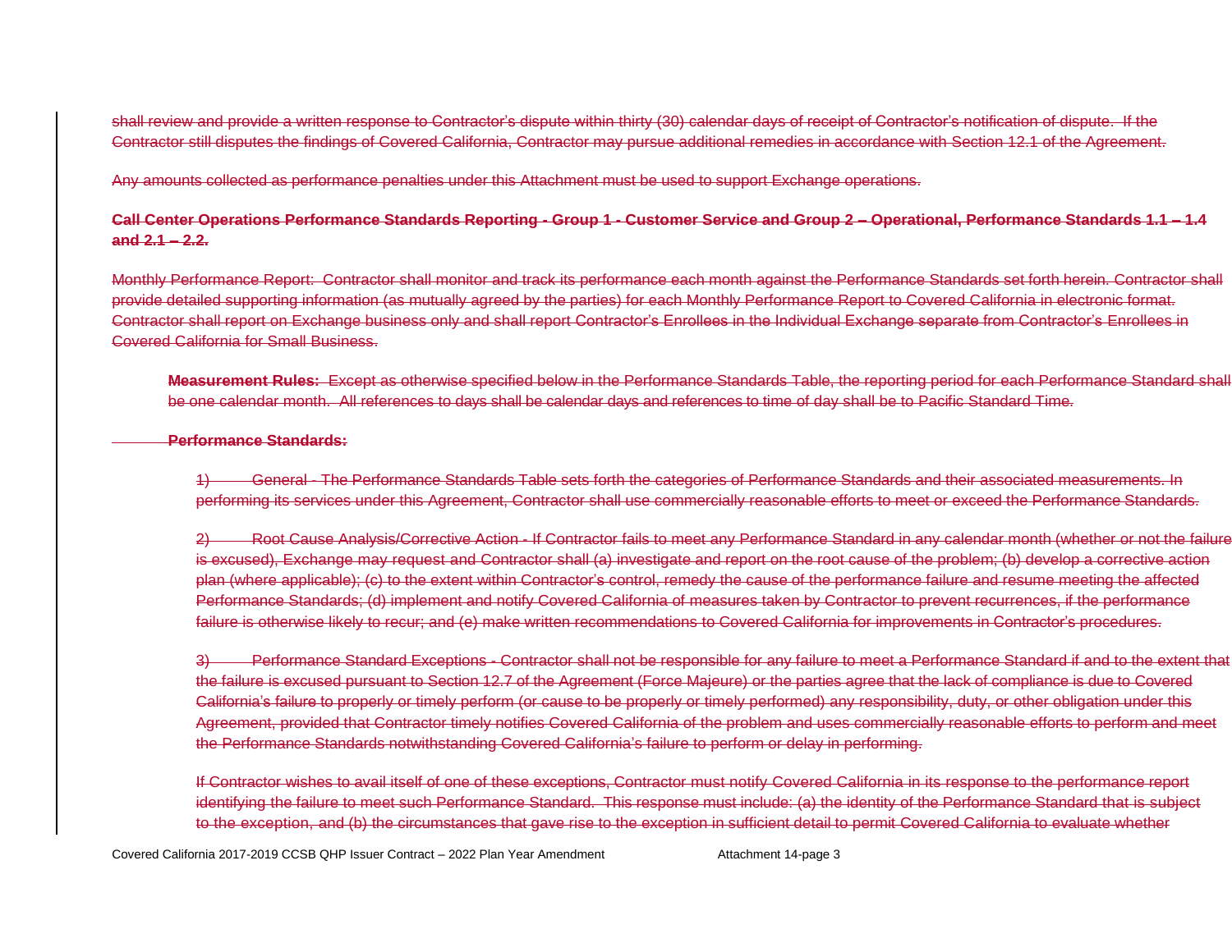shall review and provide a written response to Contractor's dispute within thirty (30) calendar days of receipt of Contractor's notification of dispute. If the Contractor still disputes the findings of Covered California, Contractor may pursue additional remedies in accordance with Section 12.1 of the Agreement.

Any amounts collected as performance penalties under this Attachment must be used to support Exchange operations.

**Call Center Operations Performance Standards Reporting - Group 1 - Customer Service and Group 2 – Operational, Performance Standards 1.1 – 1.4 and 2.1 – 2.2.**

Monthly Performance Report: Contractor shall monitor and track its performance each month against the Performance Standards set forth herein. Contractor shall provide detailed supporting information (as mutually agreed by the parties) for each Monthly Performance Report to Covered California in electronic format. Contractor shall report on Exchange business only and shall report Contractor's Enrollees in the Individual Exchange separate from Contractor's Enrollees in Covered California for Small Business.

**Measurement Rules:** Except as otherwise specified below in the Performance Standards Table, the reporting period for each Performance Standard shall be one calendar month. All references to days shall be calendar days and references to time of day shall be to Pacific Standard Time.

**Performance Standards:**

1) General - The Performance Standards Table sets forth the categories of Performance Standards and their associated measurements. In performing its services under this Agreement, Contractor shall use commercially reasonable efforts to meet or exceed the Performance Standards.

2) Root Cause Analysis/Corrective Action - If Contractor fails to meet any Performance Standard in any calendar month (whether or not the failure is excused), Exchange may request and Contractor shall (a) investigate and report on the root cause of the problem; (b) develop a corrective action plan (where applicable); (c) to the extent within Contractor's control, remedy the cause of the performance failure and resume meeting the affected Performance Standards; (d) implement and notify Covered California of measures taken by Contractor to prevent recurrences, if the performance failure is otherwise likely to recur; and (e) make written recommendations to Covered California for improvements in Contractor's procedures.

3) Performance Standard Exceptions - Contractor shall not be responsible for any failure to meet a Performance Standard if and to the extent that the failure is excused pursuant to Section 12.7 of the Agreement (Force Majeure) or the parties agree that the lack of compliance is due to Covered California's failure to properly or timely perform (or cause to be properly or timely performed) any responsibility, duty, or other obligation under this Agreement, provided that Contractor timely notifies Covered California of the problem and uses commercially reasonable efforts to perform and meet the Performance Standards notwithstanding Covered California's failure to perform or delay in performing.

If Contractor wishes to avail itself of one of these exceptions, Contractor must notify Covered California in its response to the performance report identifying the failure to meet such Performance Standard. This response must include: (a) the identity of the Performance Standard that is subject to the exception, and (b) the circumstances that gave rise to the exception in sufficient detail to permit Covered California to evaluate whether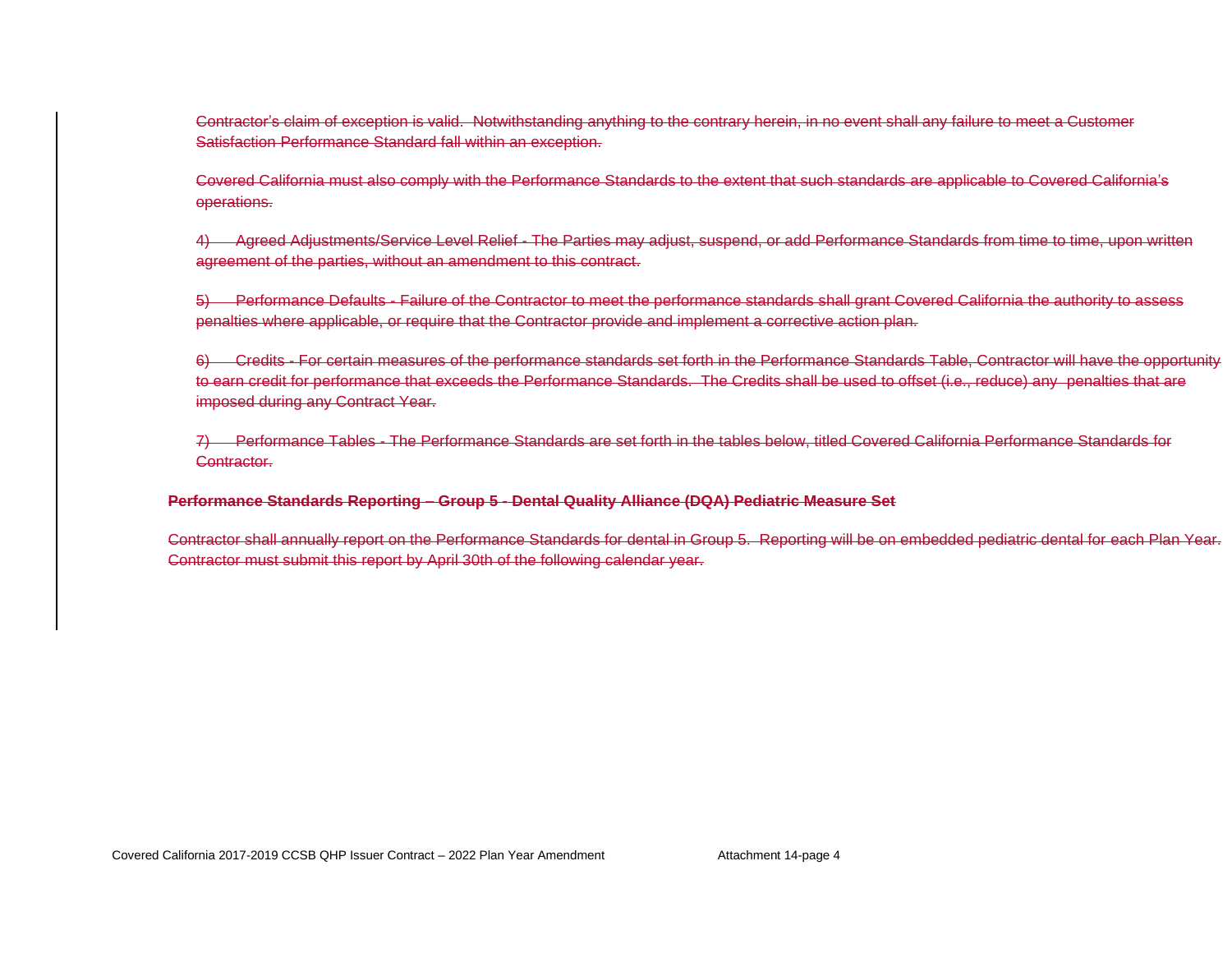~~Contractor's claim of exception is valid. Notwithstanding anything to the contrary herein, in no event shall any failure to meet a Customer Satisfaction Performance Standard fall within an exception.~~

~~Covered California must also comply with the Performance Standards to the extent that such standards are applicable to Covered California's operations.~~

~~4) Agreed Adjustments/Service Level Relief - The Parties may adjust, suspend, or add Performance Standards from time to time, upon written agreement of the parties, without an amendment to this contract.~~

~~5) Performance Defaults - Failure of the Contractor to meet the performance standards shall grant Covered California the authority to assess penalties where applicable, or require that the Contractor provide and implement a corrective action plan.~~

~~6) Credits - For certain measures of the performance standards set forth in the Performance Standards Table, Contractor will have the opportunity to earn credit for performance that exceeds the Performance Standards. The Credits shall be used to offset (i.e., reduce) any penalties that are imposed during any Contract Year.~~

~~7) Performance Tables - The Performance Standards are set forth in the tables below, titled Covered California Performance Standards for Contractor.~~

**~~Performance Standards Reporting – Group 5 - Dental Quality Alliance (DQA) Pediatric Measure Set~~**

~~Contractor shall annually report on the Performance Standards for dental in Group 5. Reporting will be on embedded pediatric dental for each Plan Year. Contractor must submit this report by April 30th of the following calendar year.~~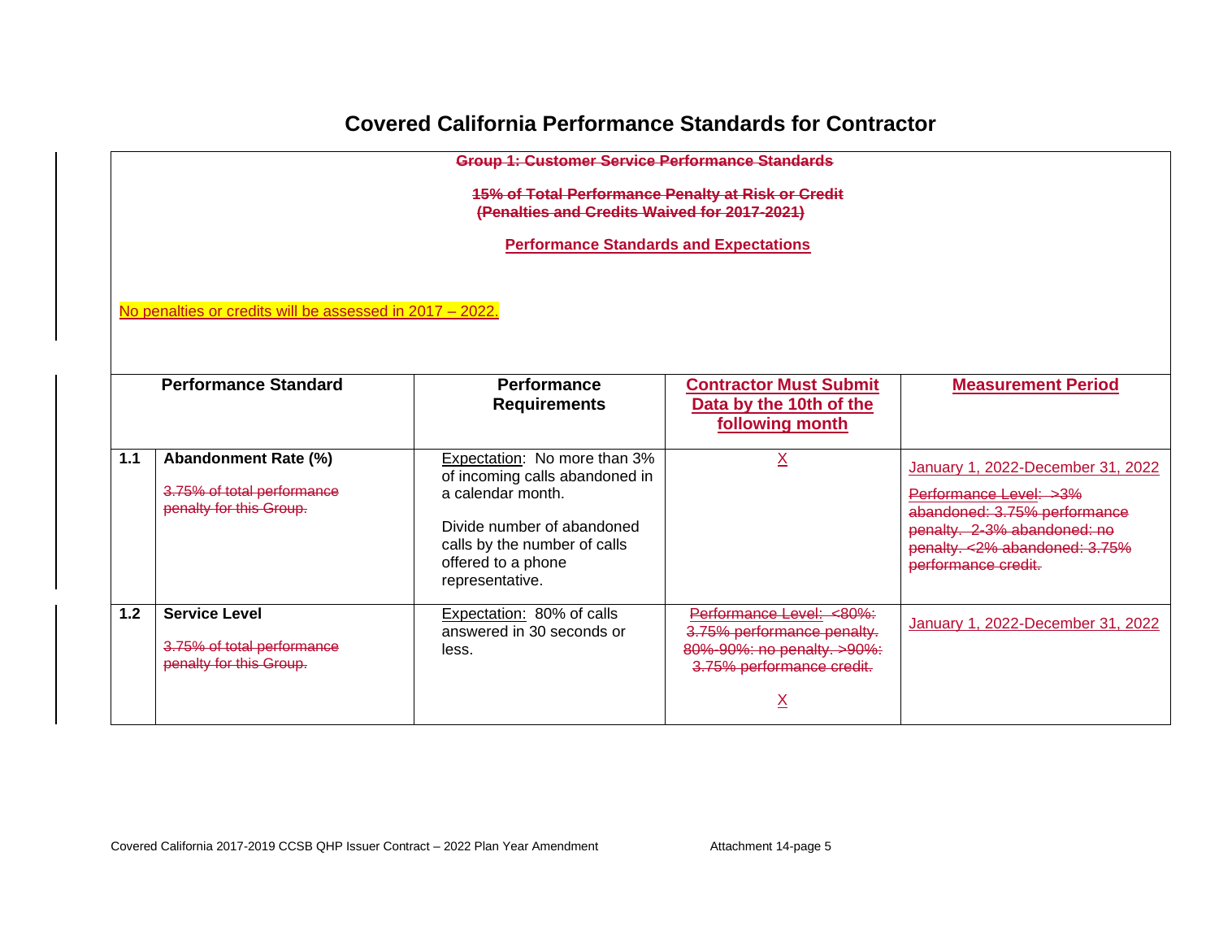# Covered California Performance Standards for Contractor

~~**Group 1: Customer Service Performance Standards**~~

~~**15% of Total Performance Penalty at Risk or Credit**~~
~~**(Penalties and Credits Waived for 2017-2021)**~~

**Performance Standards and Expectations**

No penalties or credits will be assessed in 2017 – 2022.

| | Performance Standard | Performance Requirements | Contractor Must Submit Data by the 10th of the following month | Measurement Period |
|---|---|---|---|---|
| 1.1 | **Abandonment Rate (%)**<br><br>~~3.75% of total performance penalty for this Group.~~ | Expectation: No more than 3% of incoming calls abandoned in a calendar month.<br><br>Divide number of abandoned calls by the number of calls offered to a phone representative. | X | January 1, 2022-December 31, 2022<br><br>~~Performance Level: >3% abandoned: 3.75% performance penalty. 2-3% abandoned: no penalty. <2% abandoned: 3.75% performance credit.~~ |
| 1.2 | **Service Level**<br><br>~~3.75% of total performance penalty for this Group.~~ | Expectation: 80% of calls answered in 30 seconds or less. | ~~Performance Level: <80%: 3.75% performance penalty. 80%-90%: no penalty. >90%: 3.75% performance credit.~~<br><br>X | January 1, 2022-December 31, 2022 |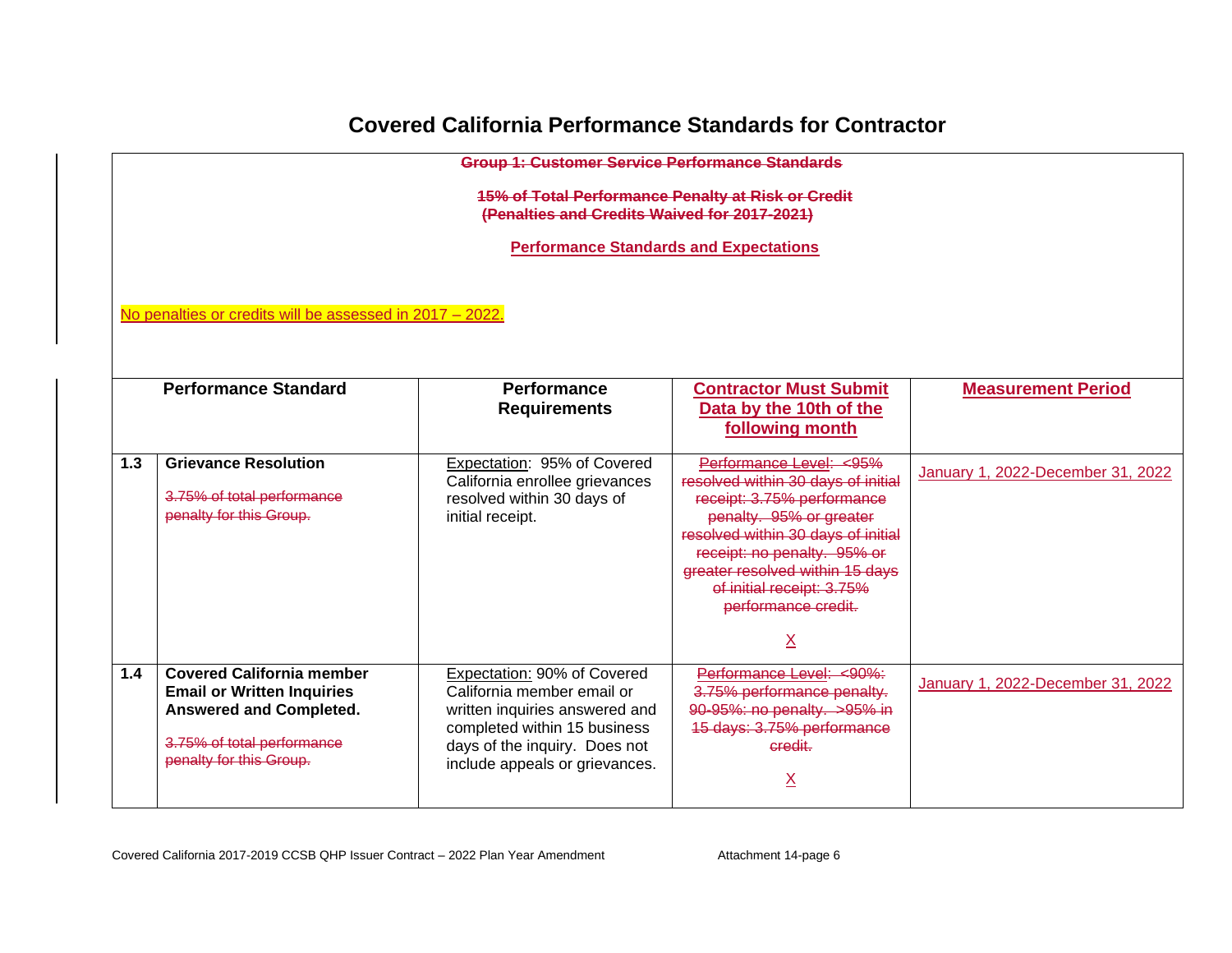# Covered California Performance Standards for Contractor

~~Group 1: Customer Service Performance Standards~~

~~15% of Total Performance Penalty at Risk or Credit~~
~~(Penalties and Credits Waived for 2017-2021)~~

<u>Performance Standards and Expectations</u>

<u>No penalties or credits will be assessed in 2017 – 2022.</u>

| | Performance Standard | Performance Requirements | <u>Contractor Must Submit Data by the 10th of the following month</u> | <u>Measurement Period</u> |
|---|---|---|---|---|
| 1.3 | **Grievance Resolution**<br><br>~~3.75% of total performance penalty for this Group.~~ | Expectation: 95% of Covered California enrollee grievances resolved within 30 days of initial receipt. | ~~Performance Level: <95% resolved within 30 days of initial receipt: 3.75% performance penalty. 95% or greater resolved within 30 days of initial receipt: no penalty. 95% or greater resolved within 15 days of initial receipt: 3.75% performance credit.~~<br><br><u>X</u> | <u>January 1, 2022-December 31, 2022</u> |
| 1.4 | **Covered California member Email or Written Inquiries Answered and Completed.**<br><br>~~3.75% of total performance penalty for this Group.~~ | Expectation: 90% of Covered California member email or written inquiries answered and completed within 15 business days of the inquiry. Does not include appeals or grievances. | ~~Performance Level: <90%: 3.75% performance penalty. 90-95%: no penalty. >95% in 15 days: 3.75% performance credit.~~<br><br><u>X</u> | <u>January 1, 2022-December 31, 2022</u> |

Covered California 2017-2019 CCSB QHP Issuer Contract – 2022 Plan Year Amendment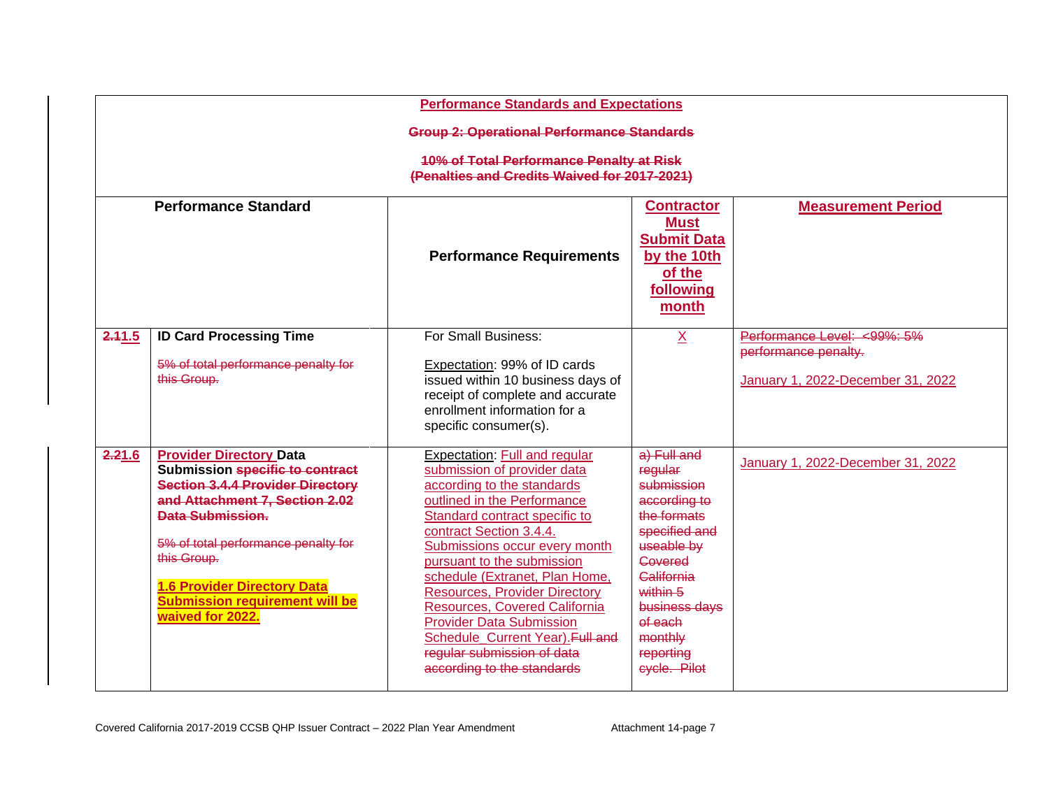| Performance Standards and Expectations<br><br>Group 2: Operational Performance Standards<br><br>10% of Total Performance Penalty at Risk<br>(Penalties and Credits Waived for 2017-2021) | | | | |
|---|---|---|---|---|
| Performance Standard | | Performance Requirements | Contractor Must Submit Data by the 10th of the following month | Measurement Period |
| 2.11.5 | **ID Card Processing Time**<br><br>5% of total performance penalty for this Group. | For Small Business:<br><br>Expectation: 99% of ID cards issued within 10 business days of receipt of complete and accurate enrollment information for a specific consumer(s). | X | Performance Level: <99%: 5% performance penalty.<br><br>January 1, 2022-December 31, 2022 |
| 2.21.6 | **Provider Directory Data Submission specific to contract Section 3.4.4 Provider Directory and Attachment 7, Section 2.02 Data Submission.**<br><br>5% of total performance penalty for this Group.<br><br>**1.6 Provider Directory Data Submission requirement will be waived for 2022.** | Expectation: Full and regular submission of provider data according to the standards outlined in the Performance Standard contract specific to contract Section 3.4.4. Submissions occur every month pursuant to the submission schedule (Extranet, Plan Home, Resources, Provider Directory Resources, Covered California Provider Data Submission Schedule_Current Year).Full and regular submission of data according to the standards | a) Full and regular submission according to the formats specified and useable by Covered California within 5 business days of each monthly reporting cycle. Pilot | January 1, 2022-December 31, 2022 |

Covered California 2017-2019 CCSB QHP Issuer Contract – 2022 Plan Year Amendment Attachment 14-page 7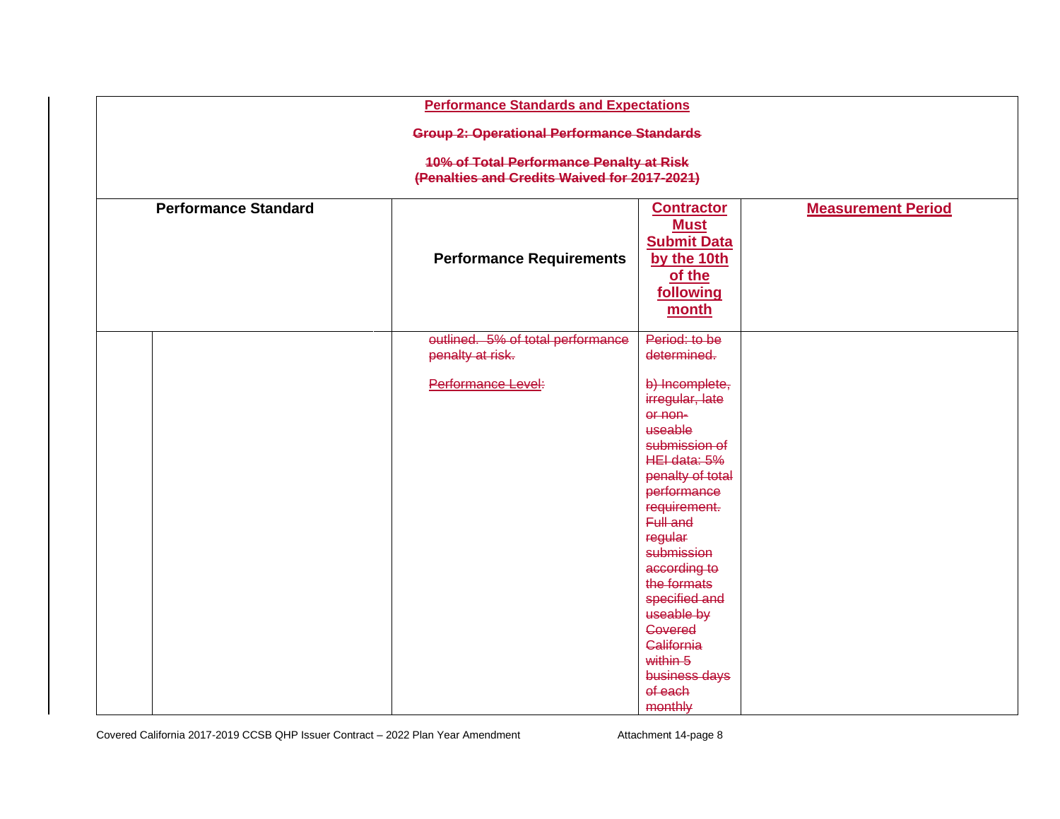| Performance Standards and Expectations<br><br>Group 2: Operational Performance Standards<br><br>10% of Total Performance Penalty at Risk<br>(Penalties and Credits Waived for 2017-2021) | | | | |
|---|---|---|---|---|
| **Performance Standard** | | **Performance Requirements** | **Contractor Must Submit Data by the 10th of the following month** | **Measurement Period** |
| | | outlined. 5% of total performance penalty at risk.<br><br>Performance Level: | Period: to be determined.<br><br>b) Incomplete, irregular, late or non-useable submission of HEI data: 5% penalty of total performance requirement. Full and regular submission according to the formats specified and useable by Covered California within 5 business days of each monthly | |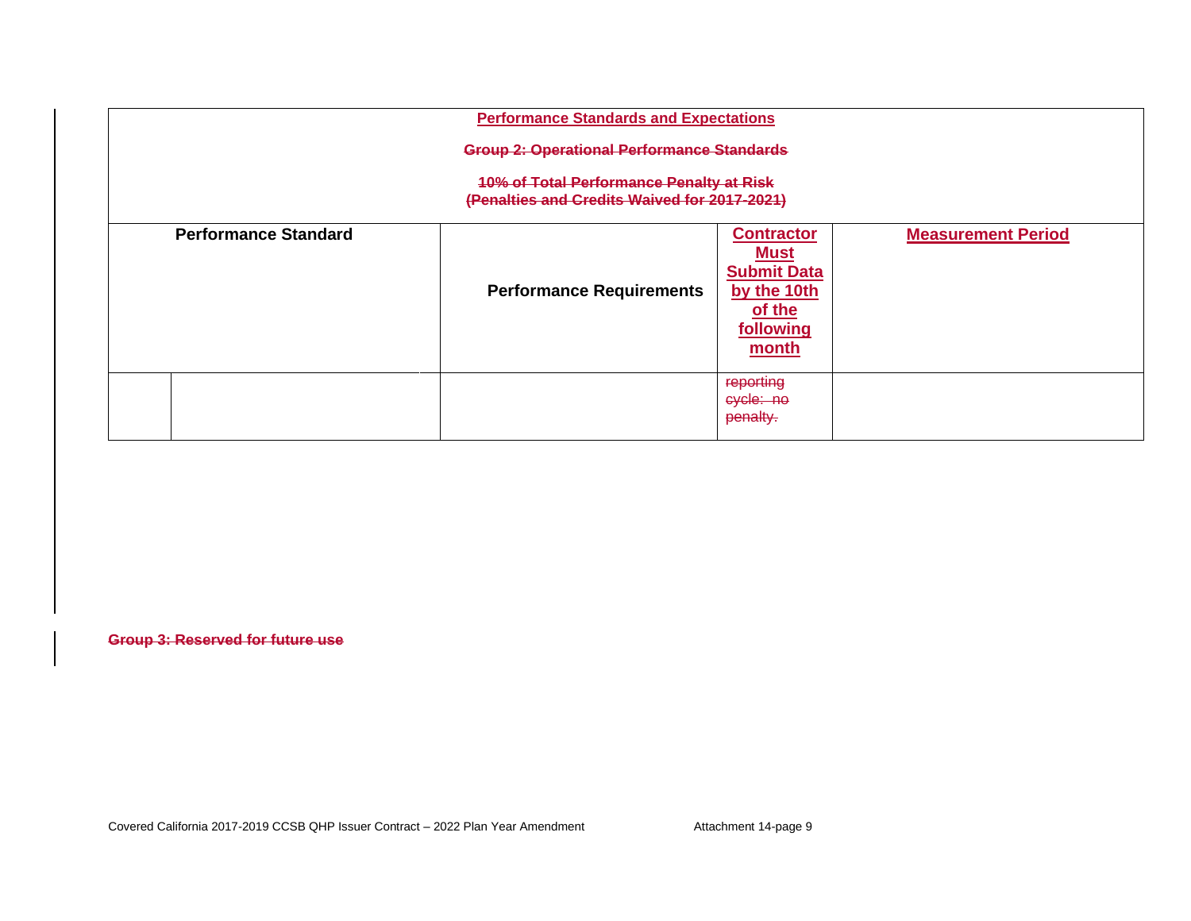| Performance Standards and Expectations<br><br>Group 2: Operational Performance Standards<br><br>10% of Total Performance Penalty at Risk<br>(Penalties and Credits Waived for 2017-2021) | | | | |
|---|---|---|---|---|
| Performance Standard | | Performance Requirements | Contractor Must Submit Data by the 10th of the following month | Measurement Period |
| | | | reporting cycle: no penalty. | |

Group 3: Reserved for future use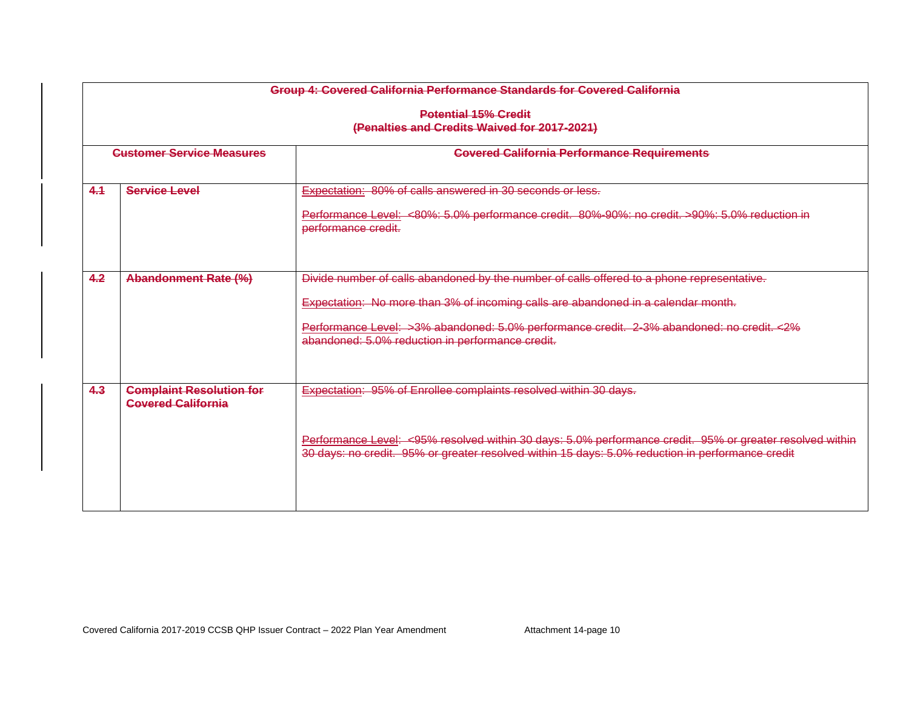| Group 4: Covered California Performance Standards for Covered California<br><br>Potential 15% Credit<br>(Penalties and Credits Waived for 2017-2021) | | |
|---|---|---|
| Customer Service Measures | | Covered California Performance Requirements |
| 4.1 | Service Level | Expectation: 80% of calls answered in 30 seconds or less.<br><br>Performance Level: <80%: 5.0% performance credit. 80%-90%: no credit. >90%: 5.0% reduction in performance credit. |
| 4.2 | Abandonment Rate (%) | Divide number of calls abandoned by the number of calls offered to a phone representative.<br><br>Expectation: No more than 3% of incoming calls are abandoned in a calendar month.<br><br>Performance Level: >3% abandoned: 5.0% performance credit. 2-3% abandoned: no credit. <2% abandoned: 5.0% reduction in performance credit. |
| 4.3 | Complaint Resolution for Covered California | Expectation: 95% of Enrollee complaints resolved within 30 days.<br><br>Performance Level: <95% resolved within 30 days: 5.0% performance credit. 95% or greater resolved within 30 days: no credit. 95% or greater resolved within 15 days: 5.0% reduction in performance credit |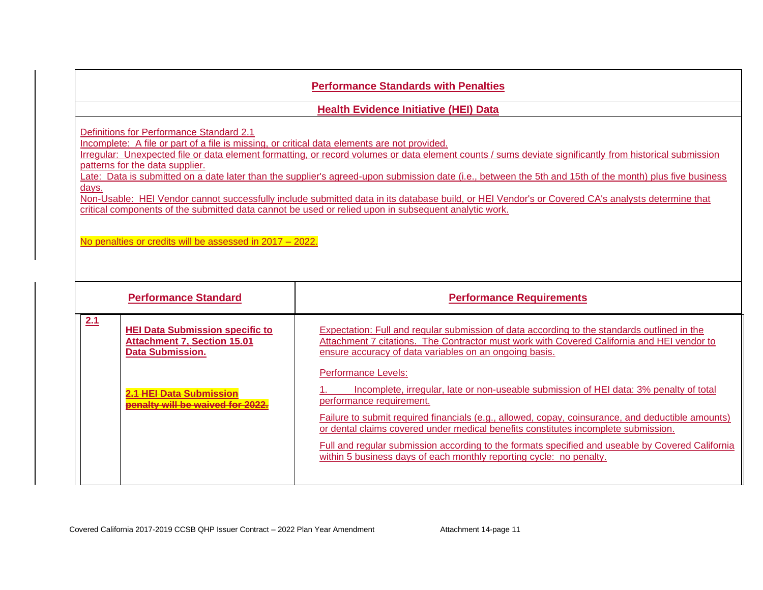## Performance Standards with Penalties

### Health Evidence Initiative (HEI) Data

Definitions for Performance Standard 2.1

Incomplete: A file or part of a file is missing, or critical data elements are not provided.

Irregular: Unexpected file or data element formatting, or record volumes or data element counts / sums deviate significantly from historical submission patterns for the data supplier.

Late: Data is submitted on a date later than the supplier's agreed-upon submission date (i.e., between the 5th and 15th of the month) plus five business days.

Non-Usable: HEI Vendor cannot successfully include submitted data in its database build, or HEI Vendor's or Covered CA's analysts determine that critical components of the submitted data cannot be used or relied upon in subsequent analytic work.

No penalties or credits will be assessed in 2017 – 2022.

| | Performance Standard | Performance Requirements |
|---|---|---|
| **2.1** | **HEI Data Submission specific to Attachment 7, Section 15.01 Data Submission.**<br><br>~~**2.1 HEI Data Submission penalty will be waived for 2022.**~~ | Expectation: Full and regular submission of data according to the standards outlined in the Attachment 7 citations. The Contractor must work with Covered California and HEI vendor to ensure accuracy of data variables on an ongoing basis.<br><br>Performance Levels:<br><br>1. Incomplete, irregular, late or non-useable submission of HEI data: 3% penalty of total performance requirement.<br><br>Failure to submit required financials (e.g., allowed, copay, coinsurance, and deductible amounts) or dental claims covered under medical benefits constitutes incomplete submission.<br><br>Full and regular submission according to the formats specified and useable by Covered California within 5 business days of each monthly reporting cycle: no penalty. |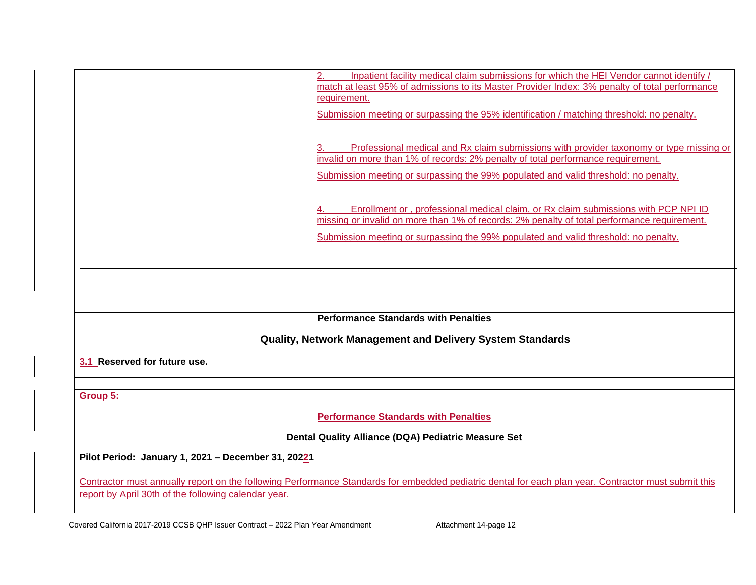| | | |
|---|---|---|
| | | 2. Inpatient facility medical claim submissions for which the HEI Vendor cannot identify / match at least 95% of admissions to its Master Provider Index: 3% penalty of total performance requirement.<br><br>Submission meeting or surpassing the 95% identification / matching threshold: no penalty.<br><br>3. Professional medical and Rx claim submissions with provider taxonomy or type missing or invalid on more than 1% of records: 2% penalty of total performance requirement.<br><br>Submission meeting or surpassing the 99% populated and valid threshold: no penalty.<br><br>4. Enrollment or ~~,~~ professional medical claim~~, or Rx claim~~ submissions with PCP NPI ID missing or invalid on more than 1% of records: 2% penalty of total performance requirement.<br><br>Submission meeting or surpassing the 99% populated and valid threshold: no penalty. |

**Performance Standards with Penalties**

**Quality, Network Management and Delivery System Standards**

**3.1 Reserved for future use.**

~~**Group 5:**~~

**Performance Standards with Penalties**

**Dental Quality Alliance (DQA) Pediatric Measure Set**

**Pilot Period: January 1, 2021 – December 31, 20221**

Contractor must annually report on the following Performance Standards for embedded pediatric dental for each plan year. Contractor must submit this report by April 30th of the following calendar year.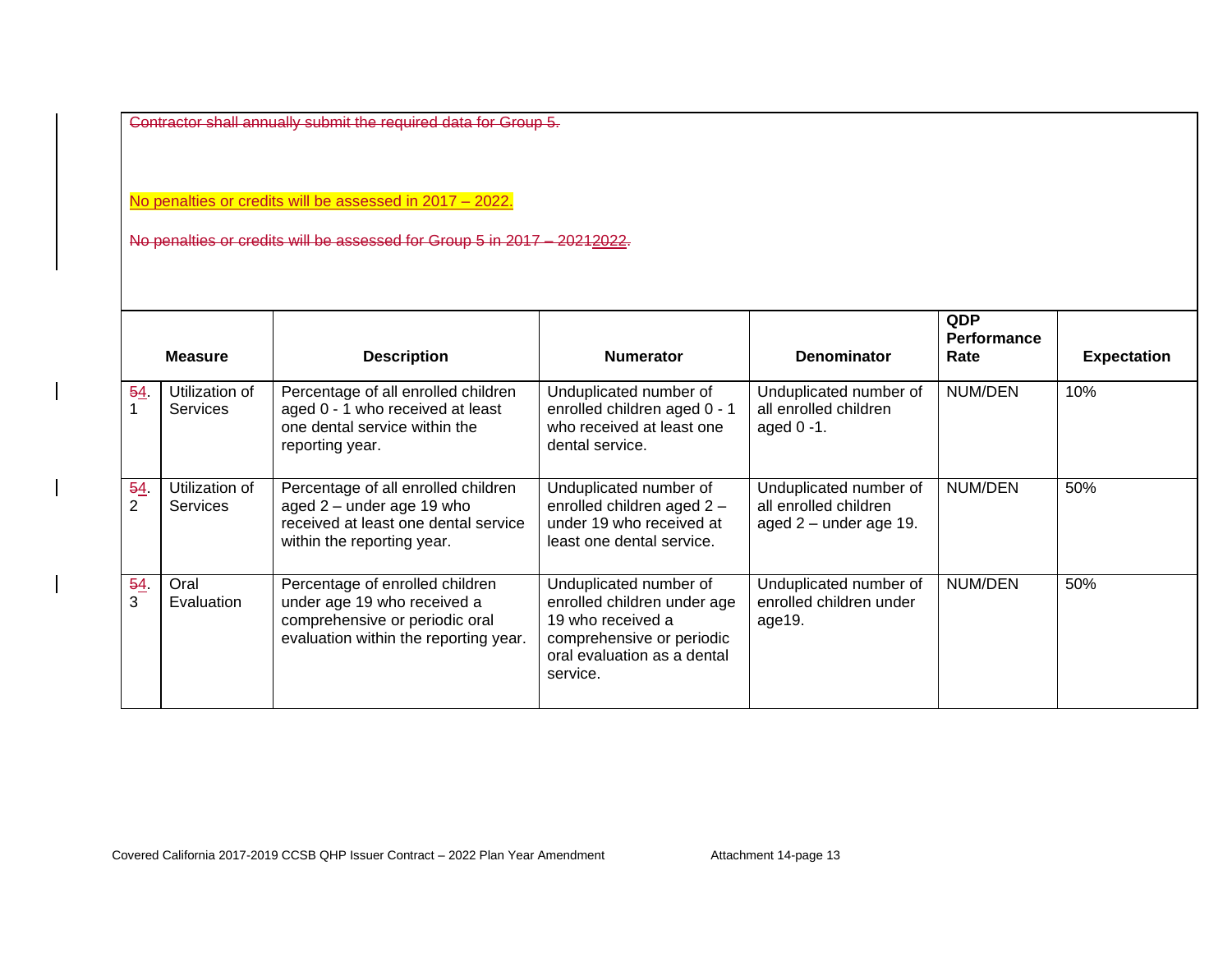~~Contractor shall annually submit the required data for Group 5.~~

No penalties or credits will be assessed in 2017 – 2022.

~~No penalties or credits will be assessed for Group 5 in 2017 – 20212022.~~

| Measure | | Description | Numerator | Denominator | QDP Performance Rate | Expectation |
|---|---|---|---|---|---|---|
| ~~5~~4.1 | Utilization of Services | Percentage of all enrolled children aged 0 - 1 who received at least one dental service within the reporting year. | Unduplicated number of enrolled children aged 0 - 1 who received at least one dental service. | Unduplicated number of all enrolled children aged 0 -1. | NUM/DEN | 10% |
| ~~5~~4.2 | Utilization of Services | Percentage of all enrolled children aged 2 – under age 19 who received at least one dental service within the reporting year. | Unduplicated number of enrolled children aged 2 – under 19 who received at least one dental service. | Unduplicated number of all enrolled children aged 2 – under age 19. | NUM/DEN | 50% |
| ~~5~~4.3 | Oral Evaluation | Percentage of enrolled children under age 19 who received a comprehensive or periodic oral evaluation within the reporting year. | Unduplicated number of enrolled children under age 19 who received a comprehensive or periodic oral evaluation as a dental service. | Unduplicated number of enrolled children under age19. | NUM/DEN | 50% |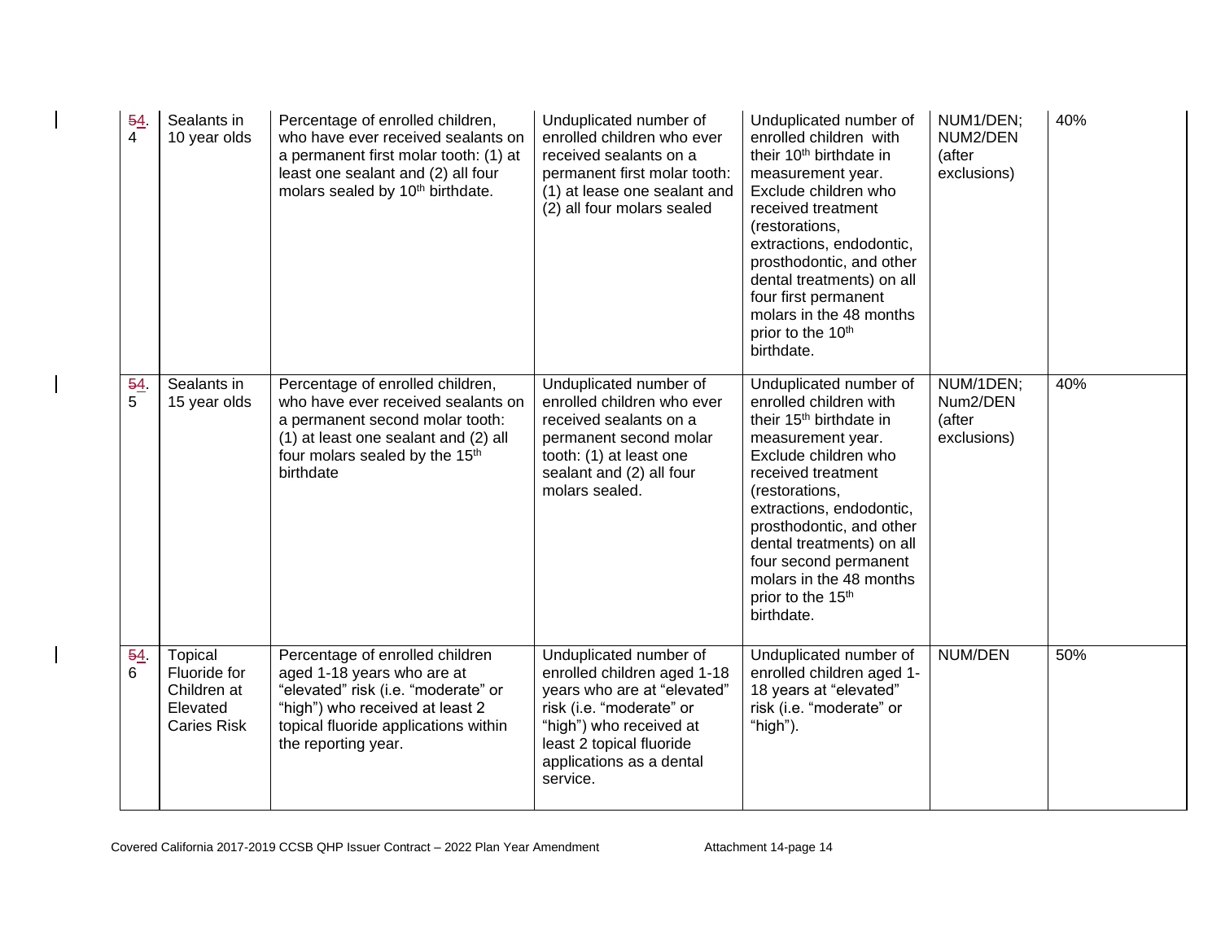| 54.4 | Sealants in 10 year olds | Percentage of enrolled children, who have ever received sealants on a permanent first molar tooth: (1) at least one sealant and (2) all four molars sealed by 10th birthdate. | Unduplicated number of enrolled children who ever received sealants on a permanent first molar tooth: (1) at lease one sealant and (2) all four molars sealed | Unduplicated number of enrolled children with their 10th birthdate in measurement year. Exclude children who received treatment (restorations, extractions, endodontic, prosthodontic, and other dental treatments) on all four first permanent molars in the 48 months prior to the 10th birthdate. | NUM1/DEN; NUM2/DEN (after exclusions) | 40% |
|---|---|---|---|---|---|---|
| 54.5 | Sealants in 15 year olds | Percentage of enrolled children, who have ever received sealants on a permanent second molar tooth: (1) at least one sealant and (2) all four molars sealed by the 15th birthdate | Unduplicated number of enrolled children who ever received sealants on a permanent second molar tooth: (1) at least one sealant and (2) all four molars sealed. | Unduplicated number of enrolled children with their 15th birthdate in measurement year. Exclude children who received treatment (restorations, extractions, endodontic, prosthodontic, and other dental treatments) on all four second permanent molars in the 48 months prior to the 15th birthdate. | NUM/1DEN; Num2/DEN (after exclusions) | 40% |
| 54.6 | Topical Fluoride for Children at Elevated Caries Risk | Percentage of enrolled children aged 1-18 years who are at "elevated" risk (i.e. "moderate" or "high") who received at least 2 topical fluoride applications within the reporting year. | Unduplicated number of enrolled children aged 1-18 years who are at "elevated" risk (i.e. "moderate" or "high") who received at least 2 topical fluoride applications as a dental service. | Unduplicated number of enrolled children aged 1-18 years at "elevated" risk (i.e. "moderate" or "high"). | NUM/DEN | 50% |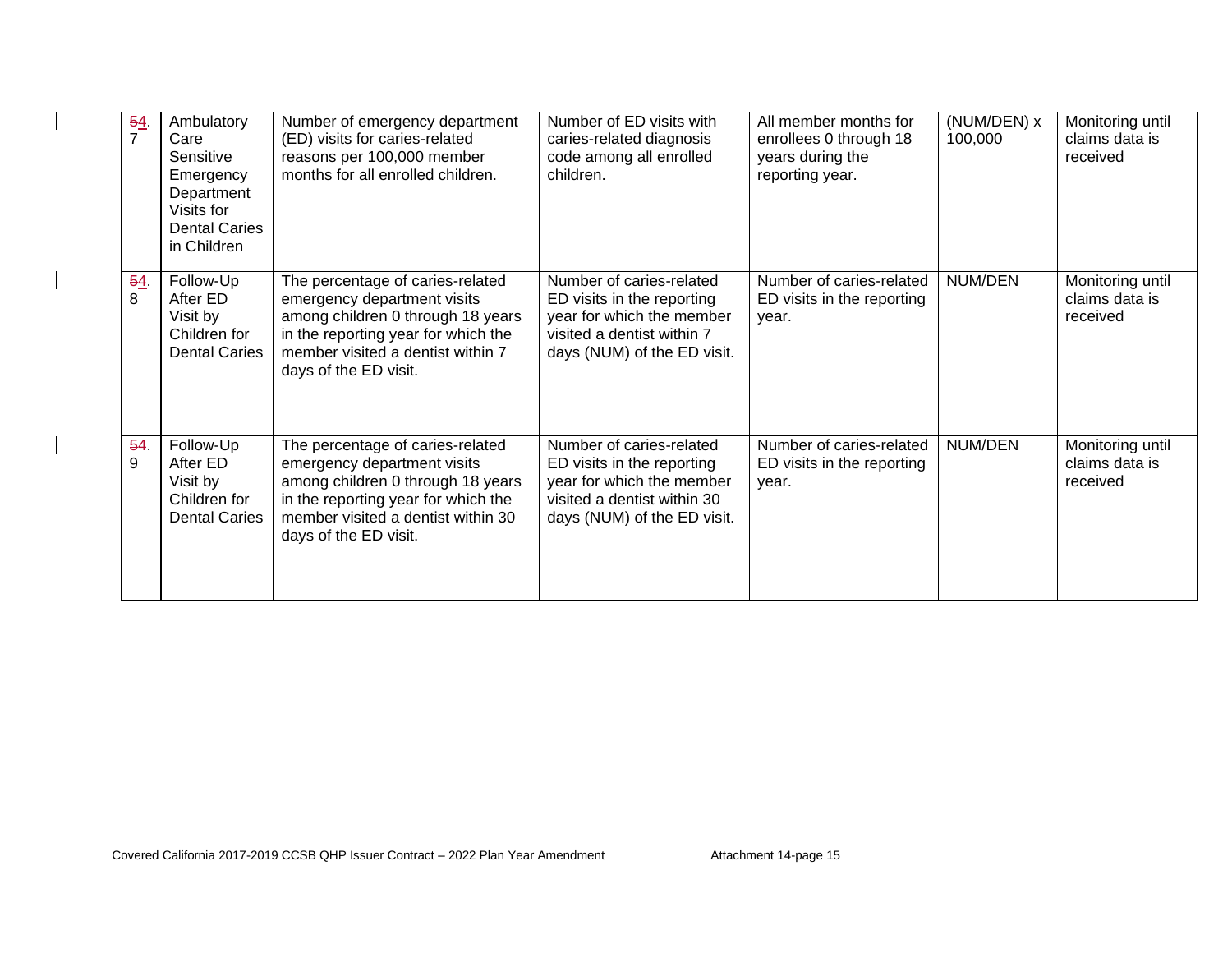| | | | | | | |
|---|---|---|---|---|---|---|
| ~~5~~4.7 | Ambulatory Care Sensitive Emergency Department Visits for Dental Caries in Children | Number of emergency department (ED) visits for caries-related reasons per 100,000 member months for all enrolled children. | Number of ED visits with caries-related diagnosis code among all enrolled children. | All member months for enrollees 0 through 18 years during the reporting year. | (NUM/DEN) x 100,000 | Monitoring until claims data is received |
| ~~5~~4.8 | Follow-Up After ED Visit by Children for Dental Caries | The percentage of caries-related emergency department visits among children 0 through 18 years in the reporting year for which the member visited a dentist within 7 days of the ED visit. | Number of caries-related ED visits in the reporting year for which the member visited a dentist within 7 days (NUM) of the ED visit. | Number of caries-related ED visits in the reporting year. | NUM/DEN | Monitoring until claims data is received |
| ~~5~~4.9 | Follow-Up After ED Visit by Children for Dental Caries | The percentage of caries-related emergency department visits among children 0 through 18 years in the reporting year for which the member visited a dentist within 30 days of the ED visit. | Number of caries-related ED visits in the reporting year for which the member visited a dentist within 30 days (NUM) of the ED visit. | Number of caries-related ED visits in the reporting year. | NUM/DEN | Monitoring until claims data is received |